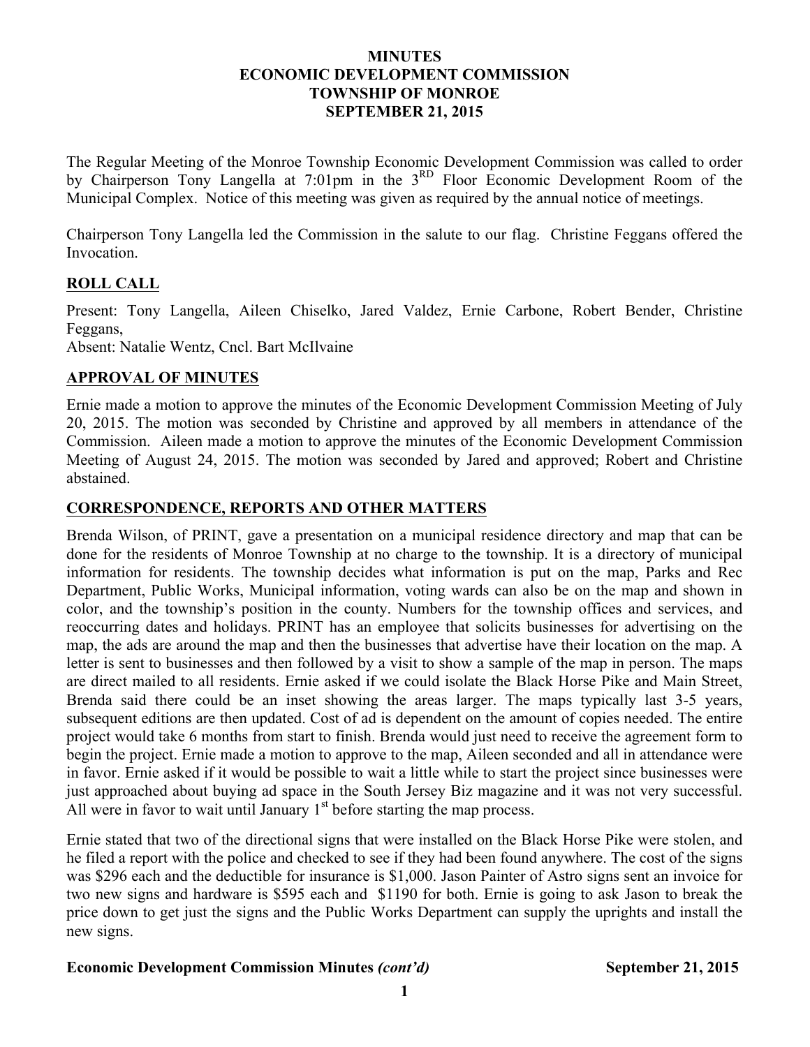**MINUTES**
**ECONOMIC DEVELOPMENT COMMISSION**
**TOWNSHIP OF MONROE**
**SEPTEMBER 21, 2015**

The Regular Meeting of the Monroe Township Economic Development Commission was called to order by Chairperson Tony Langella at 7:01pm in the 3RD Floor Economic Development Room of the Municipal Complex. Notice of this meeting was given as required by the annual notice of meetings.

Chairperson Tony Langella led the Commission in the salute to our flag. Christine Feggans offered the Invocation.

## ROLL CALL

Present: Tony Langella, Aileen Chiselko, Jared Valdez, Ernie Carbone, Robert Bender, Christine Feggans,
Absent: Natalie Wentz, Cncl. Bart McIlvaine

## APPROVAL OF MINUTES

Ernie made a motion to approve the minutes of the Economic Development Commission Meeting of July 20, 2015. The motion was seconded by Christine and approved by all members in attendance of the Commission. Aileen made a motion to approve the minutes of the Economic Development Commission Meeting of August 24, 2015. The motion was seconded by Jared and approved; Robert and Christine abstained.

## CORRESPONDENCE, REPORTS AND OTHER MATTERS

Brenda Wilson, of PRINT, gave a presentation on a municipal residence directory and map that can be done for the residents of Monroe Township at no charge to the township. It is a directory of municipal information for residents. The township decides what information is put on the map, Parks and Rec Department, Public Works, Municipal information, voting wards can also be on the map and shown in color, and the township's position in the county. Numbers for the township offices and services, and reoccurring dates and holidays. PRINT has an employee that solicits businesses for advertising on the map, the ads are around the map and then the businesses that advertise have their location on the map. A letter is sent to businesses and then followed by a visit to show a sample of the map in person. The maps are direct mailed to all residents. Ernie asked if we could isolate the Black Horse Pike and Main Street, Brenda said there could be an inset showing the areas larger. The maps typically last 3-5 years, subsequent editions are then updated. Cost of ad is dependent on the amount of copies needed. The entire project would take 6 months from start to finish. Brenda would just need to receive the agreement form to begin the project. Ernie made a motion to approve to the map, Aileen seconded and all in attendance were in favor. Ernie asked if it would be possible to wait a little while to start the project since businesses were just approached about buying ad space in the South Jersey Biz magazine and it was not very successful. All were in favor to wait until January 1st before starting the map process.

Ernie stated that two of the directional signs that were installed on the Black Horse Pike were stolen, and he filed a report with the police and checked to see if they had been found anywhere. The cost of the signs was $296 each and the deductible for insurance is $1,000. Jason Painter of Astro signs sent an invoice for two new signs and hardware is $595 each and $1190 for both. Ernie is going to ask Jason to break the price down to get just the signs and the Public Works Department can supply the uprights and install the new signs.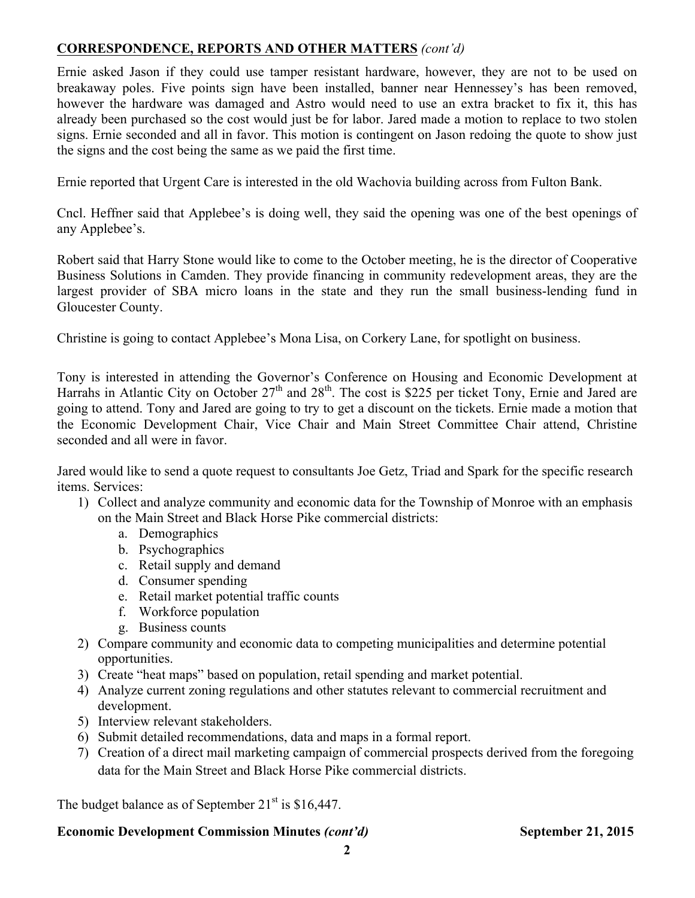**CORRESPONDENCE, REPORTS AND OTHER MATTERS** *(cont'd)*

Ernie asked Jason if they could use tamper resistant hardware, however, they are not to be used on breakaway poles. Five points sign have been installed, banner near Hennessey's has been removed, however the hardware was damaged and Astro would need to use an extra bracket to fix it, this has already been purchased so the cost would just be for labor. Jared made a motion to replace to two stolen signs. Ernie seconded and all in favor. This motion is contingent on Jason redoing the quote to show just the signs and the cost being the same as we paid the first time.

Ernie reported that Urgent Care is interested in the old Wachovia building across from Fulton Bank.

Cncl. Heffner said that Applebee's is doing well, they said the opening was one of the best openings of any Applebee's.

Robert said that Harry Stone would like to come to the October meeting, he is the director of Cooperative Business Solutions in Camden. They provide financing in community redevelopment areas, they are the largest provider of SBA micro loans in the state and they run the small business-lending fund in Gloucester County.

Christine is going to contact Applebee's Mona Lisa, on Corkery Lane, for spotlight on business.

Tony is interested in attending the Governor's Conference on Housing and Economic Development at Harrahs in Atlantic City on October 27th and 28th. The cost is $225 per ticket Tony, Ernie and Jared are going to attend. Tony and Jared are going to try to get a discount on the tickets. Ernie made a motion that the Economic Development Chair, Vice Chair and Main Street Committee Chair attend, Christine seconded and all were in favor.

Jared would like to send a quote request to consultants Joe Getz, Triad and Spark for the specific research items. Services:

1) Collect and analyze community and economic data for the Township of Monroe with an emphasis on the Main Street and Black Horse Pike commercial districts:
    a. Demographics
    b. Psychographics
    c. Retail supply and demand
    d. Consumer spending
    e. Retail market potential traffic counts
    f. Workforce population
    g. Business counts
2) Compare community and economic data to competing municipalities and determine potential opportunities.
3) Create "heat maps" based on population, retail spending and market potential.
4) Analyze current zoning regulations and other statutes relevant to commercial recruitment and development.
5) Interview relevant stakeholders.
6) Submit detailed recommendations, data and maps in a formal report.
7) Creation of a direct mail marketing campaign of commercial prospects derived from the foregoing data for the Main Street and Black Horse Pike commercial districts.

The budget balance as of September 21st is $16,447.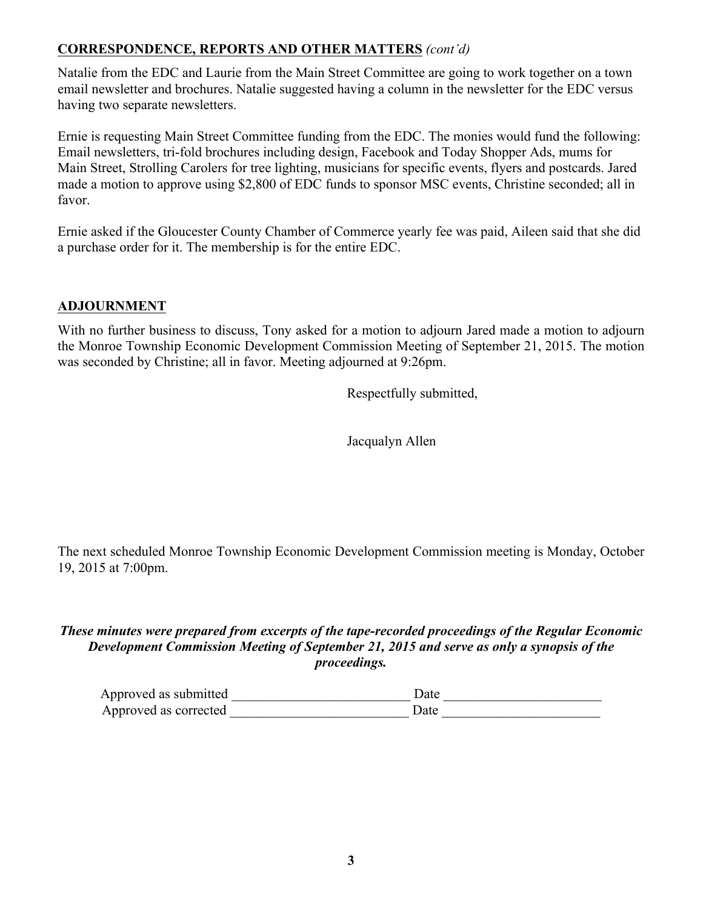**CORRESPONDENCE, REPORTS AND OTHER MATTERS** *(cont'd)*

Natalie from the EDC and Laurie from the Main Street Committee are going to work together on a town email newsletter and brochures. Natalie suggested having a column in the newsletter for the EDC versus having two separate newsletters.

Ernie is requesting Main Street Committee funding from the EDC. The monies would fund the following: Email newsletters, tri-fold brochures including design, Facebook and Today Shopper Ads, mums for Main Street, Strolling Carolers for tree lighting, musicians for specific events, flyers and postcards. Jared made a motion to approve using $2,800 of EDC funds to sponsor MSC events, Christine seconded; all in favor.

Ernie asked if the Gloucester County Chamber of Commerce yearly fee was paid, Aileen said that she did a purchase order for it. The membership is for the entire EDC.

**ADJOURNMENT**

With no further business to discuss, Tony asked for a motion to adjourn Jared made a motion to adjourn the Monroe Township Economic Development Commission Meeting of September 21, 2015. The motion was seconded by Christine; all in favor. Meeting adjourned at 9:26pm.

Respectfully submitted,

Jacqualyn Allen

The next scheduled Monroe Township Economic Development Commission meeting is Monday, October 19, 2015 at 7:00pm.

***These minutes were prepared from excerpts of the tape-recorded proceedings of the Regular Economic Development Commission Meeting of September 21, 2015 and serve as only a synopsis of the proceedings.***

Approved as submitted __________________________ Date _______________________
Approved as corrected __________________________ Date _______________________